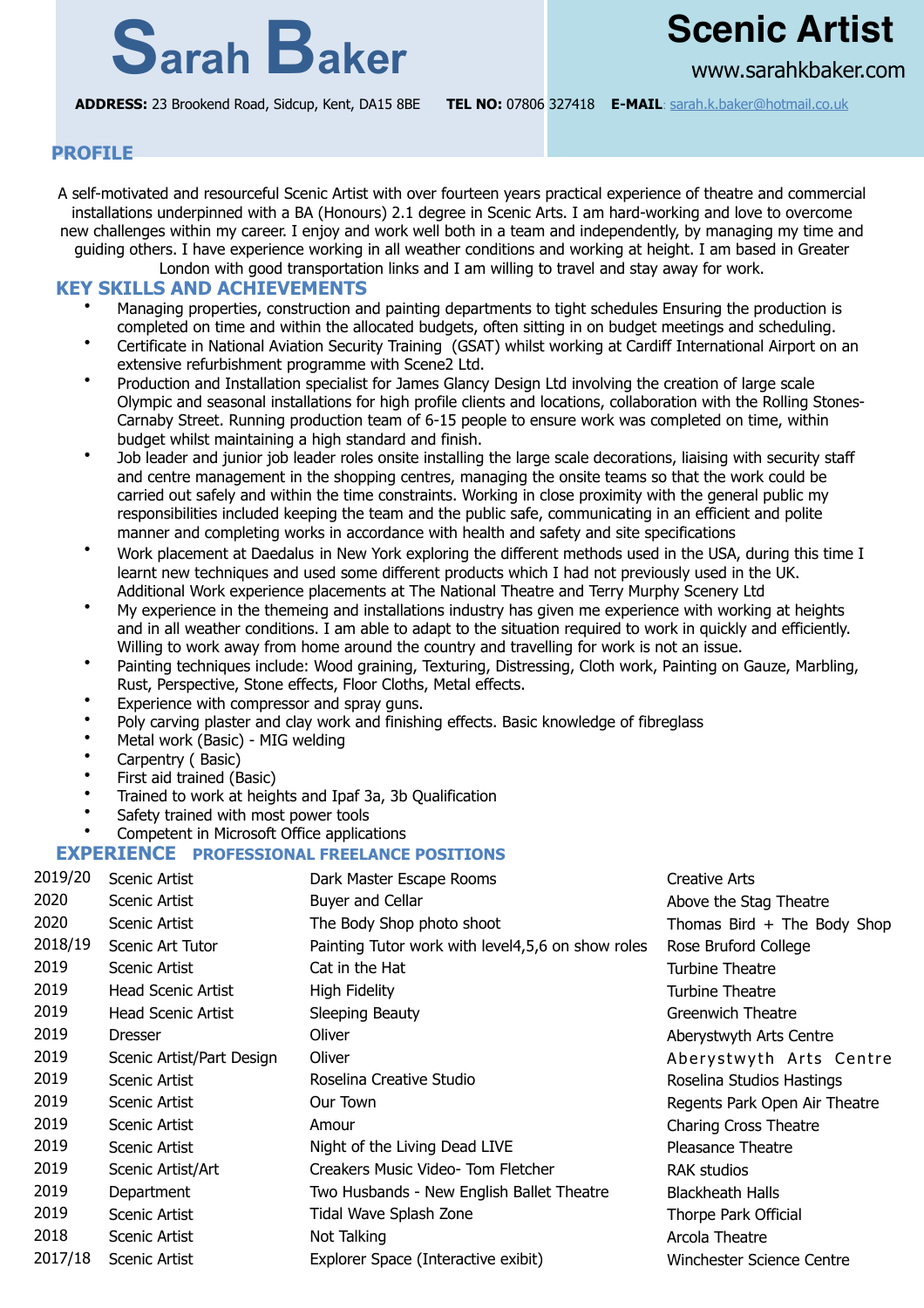# Sarah Baker

## Scenic Artist

www.sarahkbaker.com

**ADDRESS:** 23 Brookend Road, Sidcup, Kent, DA15 8BE **TEL NO:** 07806 327418 **E-MAIL**: sarah.k.baker@hotmail.co.uk

## PROFILE

A self-motivated and resourceful Scenic Artist with over fourteen years practical experience of theatre and commercial installations underpinned with a BA (Honours) 2.1 degree in Scenic Arts. I am hard-working and love to overcome new challenges within my career. I enjoy and work well both in a team and independently, by managing my time and guiding others. I have experience working in all weather conditions and working at height. I am based in Greater London with good transportation links and I am willing to travel and stay away for work.

## KEY SKILLS AND ACHIEVEMENTS

- Managing properties, construction and painting departments to tight schedules Ensuring the production is completed on time and within the allocated budgets, often sitting in on budget meetings and scheduling.
- Certificate in National Aviation Security Training (GSAT) whilst working at Cardiff International Airport on an extensive refurbishment programme with Scene2 Ltd.
- Production and Installation specialist for James Glancy Design Ltd involving the creation of large scale Olympic and seasonal installations for high profile clients and locations, collaboration with the Rolling Stones-Carnaby Street. Running production team of 6-15 people to ensure work was completed on time, within budget whilst maintaining a high standard and finish.
- Job leader and junior job leader roles onsite installing the large scale decorations, liaising with security staff and centre management in the shopping centres, managing the onsite teams so that the work could be carried out safely and within the time constraints. Working in close proximity with the general public my responsibilities included keeping the team and the public safe, communicating in an efficient and polite manner and completing works in accordance with health and safety and site specifications
- Work placement at Daedalus in New York exploring the different methods used in the USA, during this time I learnt new techniques and used some different products which I had not previously used in the UK. Additional Work experience placements at The National Theatre and Terry Murphy Scenery Ltd
- My experience in the themeing and installations industry has given me experience with working at heights and in all weather conditions. I am able to adapt to the situation required to work in quickly and efficiently. Willing to work away from home around the country and travelling for work is not an issue.
- Painting techniques include: Wood graining, Texturing, Distressing, Cloth work, Painting on Gauze, Marbling, Rust, Perspective, Stone effects, Floor Cloths, Metal effects.
- Experience with compressor and spray guns.
- Poly carving plaster and clay work and finishing effects. Basic knowledge of fibreglass
- Metal work (Basic) - MIG welding
- Carpentry ( Basic)
- First aid trained (Basic)
- Trained to work at heights and Ipaf 3a, 3b Qualification
- Safety trained with most power tools
- Competent in Microsoft Office applications

## EXPERIENCE PROFESSIONAL FREELANCE POSITIONS

| | | | |
|---|---|---|---|
| 2019/20 | Scenic Artist | Dark Master Escape Rooms | Creative Arts |
| 2020 | Scenic Artist | Buyer and Cellar | Above the Stag Theatre |
| 2020 | Scenic Artist | The Body Shop photo shoot | Thomas Bird + The Body Shop |
| 2018/19 | Scenic Art Tutor | Painting Tutor work with level4,5,6 on show roles | Rose Bruford College |
| 2019 | Scenic Artist | Cat in the Hat | Turbine Theatre |
| 2019 | Head Scenic Artist | High Fidelity | Turbine Theatre |
| 2019 | Head Scenic Artist | Sleeping Beauty | Greenwich Theatre |
| 2019 | Dresser | Oliver | Aberystwyth Arts Centre |
| 2019 | Scenic Artist/Part Design | Oliver | Aberystwyth Arts Centre |
| 2019 | Scenic Artist | Roselina Creative Studio | Roselina Studios Hastings |
| 2019 | Scenic Artist | Our Town | Regents Park Open Air Theatre |
| 2019 | Scenic Artist | Amour | Charing Cross Theatre |
| 2019 | Scenic Artist | Night of the Living Dead LIVE | Pleasance Theatre |
| 2019 | Scenic Artist/Art | Creakers Music Video- Tom Fletcher | RAK studios |
| 2019 | Department | Two Husbands - New English Ballet Theatre | Blackheath Halls |
| 2019 | Scenic Artist | Tidal Wave Splash Zone | Thorpe Park Official |
| 2018 | Scenic Artist | Not Talking | Arcola Theatre |
| 2017/18 | Scenic Artist | Explorer Space (Interactive exibit) | Winchester Science Centre |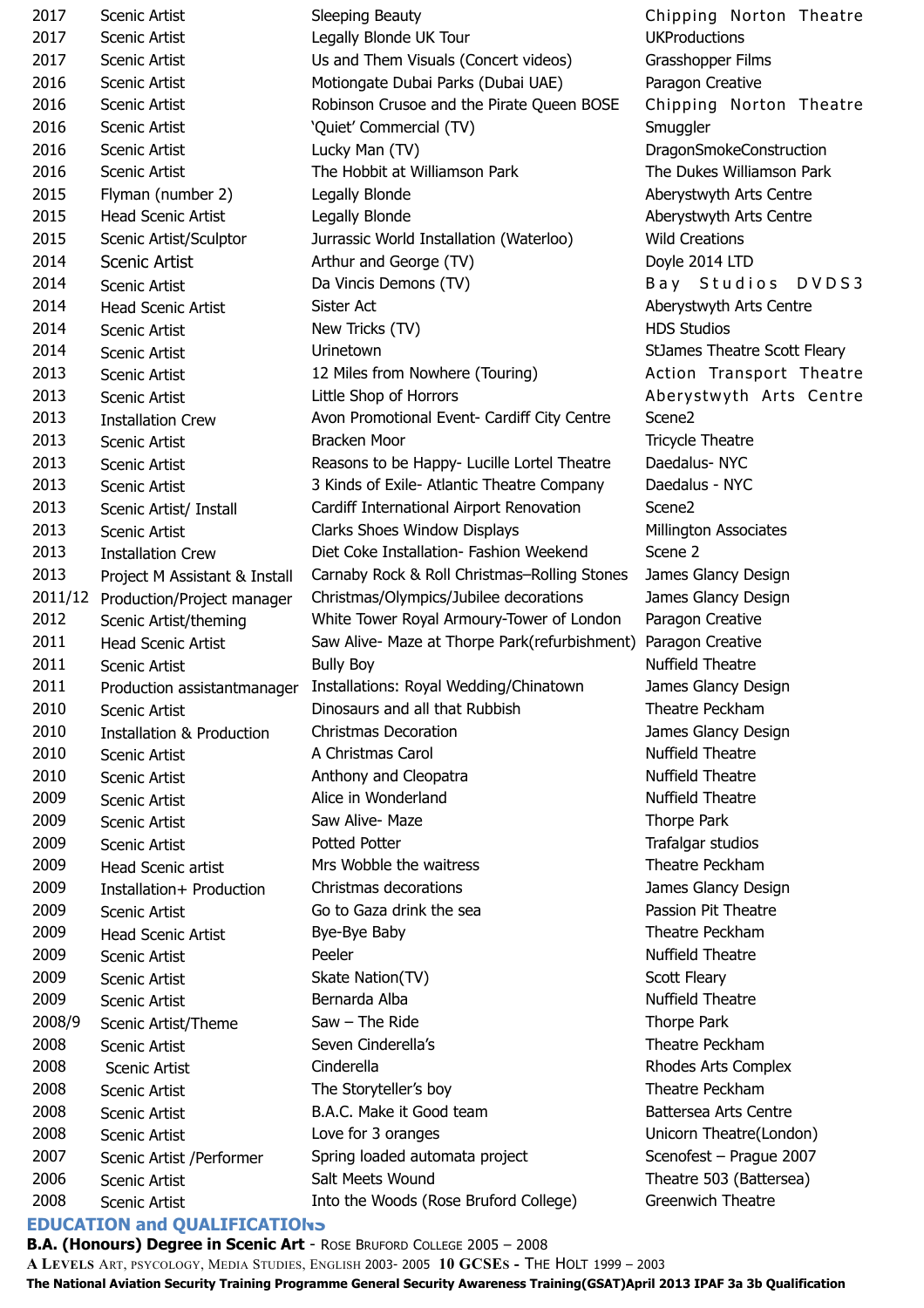| | | | |
|---|---|---|---|
| 2017 | Scenic Artist | Sleeping Beauty | Chipping Norton Theatre |
| 2017 | Scenic Artist | Legally Blonde UK Tour | UKProductions |
| 2017 | Scenic Artist | Us and Them Visuals (Concert videos) | Grasshopper Films |
| 2016 | Scenic Artist | Motiongate Dubai Parks (Dubai UAE) | Paragon Creative |
| 2016 | Scenic Artist | Robinson Crusoe and the Pirate Queen BOSE | Chipping Norton Theatre |
| 2016 | Scenic Artist | 'Quiet' Commercial (TV) | Smuggler |
| 2016 | Scenic Artist | Lucky Man (TV) | DragonSmokeConstruction |
| 2016 | Scenic Artist | The Hobbit at Williamson Park | The Dukes Williamson Park |
| 2015 | Flyman (number 2) | Legally Blonde | Aberystwyth Arts Centre |
| 2015 | Head Scenic Artist | Legally Blonde | Aberystwyth Arts Centre |
| 2015 | Scenic Artist/Sculptor | Jurrassic World Installation (Waterloo) | Wild Creations |
| 2014 | Scenic Artist | Arthur and George (TV) | Doyle 2014 LTD |
| 2014 | Scenic Artist | Da Vincis Demons (TV) | Bay Studios DVDS3 |
| 2014 | Head Scenic Artist | Sister Act | Aberystwyth Arts Centre |
| 2014 | Scenic Artist | New Tricks (TV) | HDS Studios |
| 2014 | Scenic Artist | Urinetown | StJames Theatre Scott Fleary |
| 2013 | Scenic Artist | 12 Miles from Nowhere (Touring) | Action Transport Theatre |
| 2013 | Scenic Artist | Little Shop of Horrors | Aberystwyth Arts Centre |
| 2013 | Installation Crew | Avon Promotional Event- Cardiff City Centre | Scene2 |
| 2013 | Scenic Artist | Bracken Moor | Tricycle Theatre |
| 2013 | Scenic Artist | Reasons to be Happy- Lucille Lortel Theatre | Daedalus- NYC |
| 2013 | Scenic Artist | 3 Kinds of Exile- Atlantic Theatre Company | Daedalus - NYC |
| 2013 | Scenic Artist/ Install | Cardiff International Airport Renovation | Scene2 |
| 2013 | Scenic Artist | Clarks Shoes Window Displays | Millington Associates |
| 2013 | Installation Crew | Diet Coke Installation- Fashion Weekend | Scene 2 |
| 2013 | Project M Assistant & Install | Carnaby Rock & Roll Christmas–Rolling Stones | James Glancy Design |
| 2011/12 | Production/Project manager | Christmas/Olympics/Jubilee decorations | James Glancy Design |
| 2012 | Scenic Artist/theming | White Tower Royal Armoury-Tower of London | Paragon Creative |
| 2011 | Head Scenic Artist | Saw Alive- Maze at Thorpe Park(refurbishment) | Paragon Creative |
| 2011 | Scenic Artist | Bully Boy | Nuffield Theatre |
| 2011 | Production assistantmanager | Installations: Royal Wedding/Chinatown | James Glancy Design |
| 2010 | Scenic Artist | Dinosaurs and all that Rubbish | Theatre Peckham |
| 2010 | Installation & Production | Christmas Decoration | James Glancy Design |
| 2010 | Scenic Artist | A Christmas Carol | Nuffield Theatre |
| 2010 | Scenic Artist | Anthony and Cleopatra | Nuffield Theatre |
| 2009 | Scenic Artist | Alice in Wonderland | Nuffield Theatre |
| 2009 | Scenic Artist | Saw Alive- Maze | Thorpe Park |
| 2009 | Scenic Artist | Potted Potter | Trafalgar studios |
| 2009 | Head Scenic artist | Mrs Wobble the waitress | Theatre Peckham |
| 2009 | Installation+ Production | Christmas decorations | James Glancy Design |
| 2009 | Scenic Artist | Go to Gaza drink the sea | Passion Pit Theatre |
| 2009 | Head Scenic Artist | Bye-Bye Baby | Theatre Peckham |
| 2009 | Scenic Artist | Peeler | Nuffield Theatre |
| 2009 | Scenic Artist | Skate Nation(TV) | Scott Fleary |
| 2009 | Scenic Artist | Bernarda Alba | Nuffield Theatre |
| 2008/9 | Scenic Artist/Theme | Saw – The Ride | Thorpe Park |
| 2008 | Scenic Artist | Seven Cinderella's | Theatre Peckham |
| 2008 | Scenic Artist | Cinderella | Rhodes Arts Complex |
| 2008 | Scenic Artist | The Storyteller's boy | Theatre Peckham |
| 2008 | Scenic Artist | B.A.C. Make it Good team | Battersea Arts Centre |
| 2008 | Scenic Artist | Love for 3 oranges | Unicorn Theatre(London) |
| 2007 | Scenic Artist /Performer | Spring loaded automata project | Scenofest – Prague 2007 |
| 2006 | Scenic Artist | Salt Meets Wound | Theatre 503 (Battersea) |
| 2008 | Scenic Artist | Into the Woods (Rose Bruford College) | Greenwich Theatre |

## EDUCATION and QUALIFICATIONS

**B.A. (Honours) Degree in Scenic Art** - Rose Bruford College 2005 – 2008

**A Levels** Art, psycology, Media Studies, English 2003- 2005 **10 GCSEs** - The Holt 1999 – 2003

**The National Aviation Security Training Programme General Security Awareness Training(GSAT)April 2013 IPAF 3a 3b Qualification**